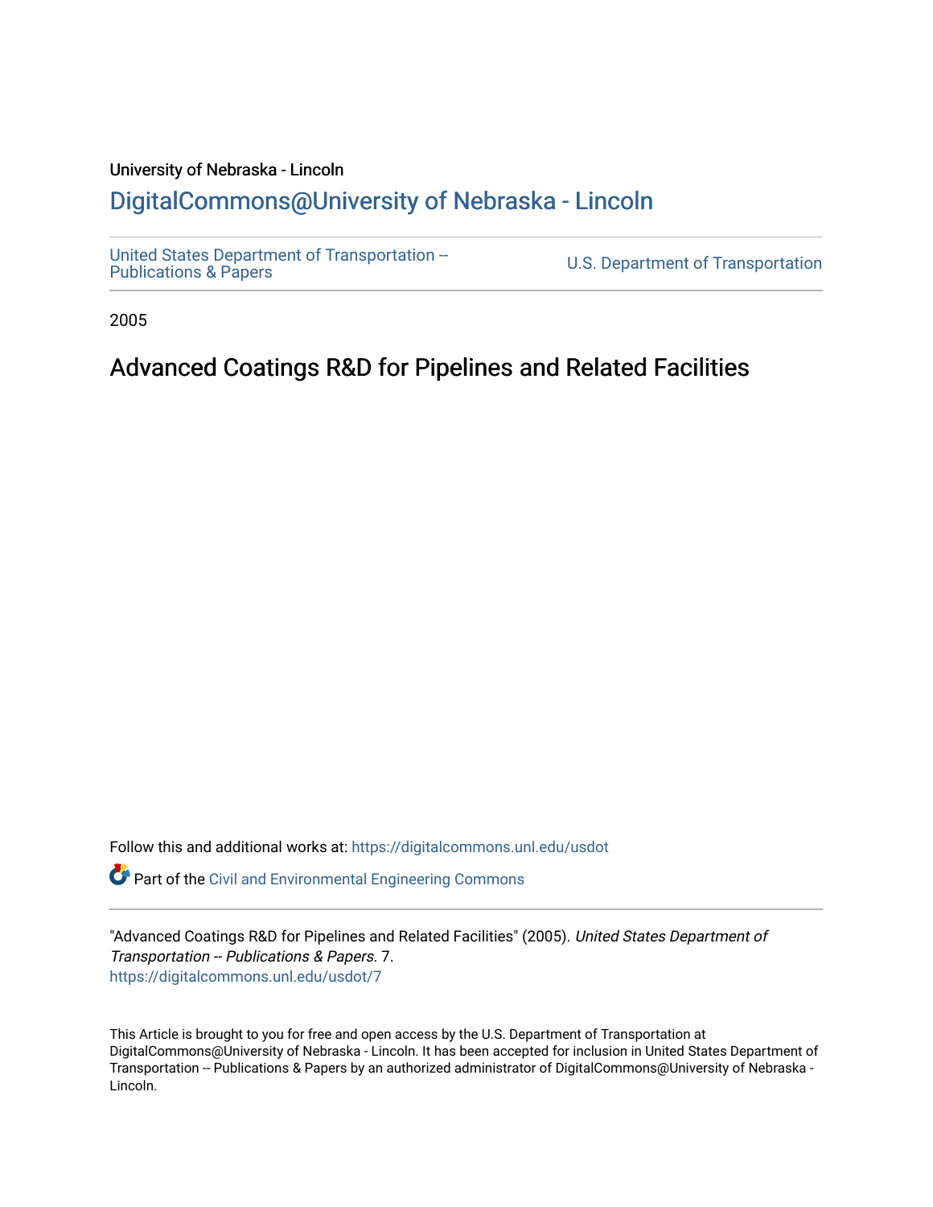University of Nebraska - Lincoln

## DigitalCommons@University of Nebraska - Lincoln

United States Department of Transportation -- Publications & Papers

U.S. Department of Transportation

2005

# Advanced Coatings R&D for Pipelines and Related Facilities

Follow this and additional works at: https://digitalcommons.unl.edu/usdot

Part of the Civil and Environmental Engineering Commons

"Advanced Coatings R&D for Pipelines and Related Facilities" (2005). *United States Department of Transportation -- Publications & Papers*. 7.
https://digitalcommons.unl.edu/usdot/7

This Article is brought to you for free and open access by the U.S. Department of Transportation at DigitalCommons@University of Nebraska - Lincoln. It has been accepted for inclusion in United States Department of Transportation -- Publications & Papers by an authorized administrator of DigitalCommons@University of Nebraska - Lincoln.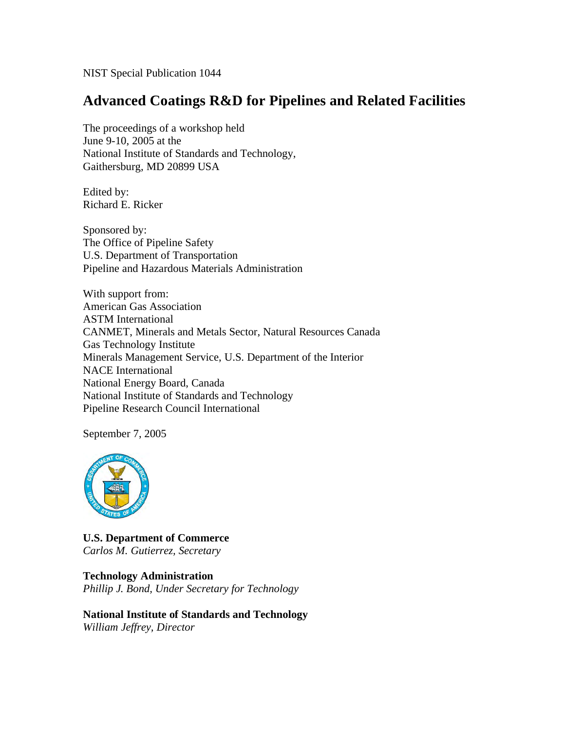NIST Special Publication 1044

# Advanced Coatings R&D for Pipelines and Related Facilities

The proceedings of a workshop held
June 9-10, 2005 at the
National Institute of Standards and Technology,
Gaithersburg, MD 20899 USA

Edited by:
Richard E. Ricker

Sponsored by:
The Office of Pipeline Safety
U.S. Department of Transportation
Pipeline and Hazardous Materials Administration

With support from:
American Gas Association
ASTM International
CANMET, Minerals and Metals Sector, Natural Resources Canada
Gas Technology Institute
Minerals Management Service, U.S. Department of the Interior
NACE International
National Energy Board, Canada
National Institute of Standards and Technology
Pipeline Research Council International

September 7, 2005

**U.S. Department of Commerce**
*Carlos M. Gutierrez, Secretary*

**Technology Administration**
*Phillip J. Bond, Under Secretary for Technology*

**National Institute of Standards and Technology**
*William Jeffrey, Director*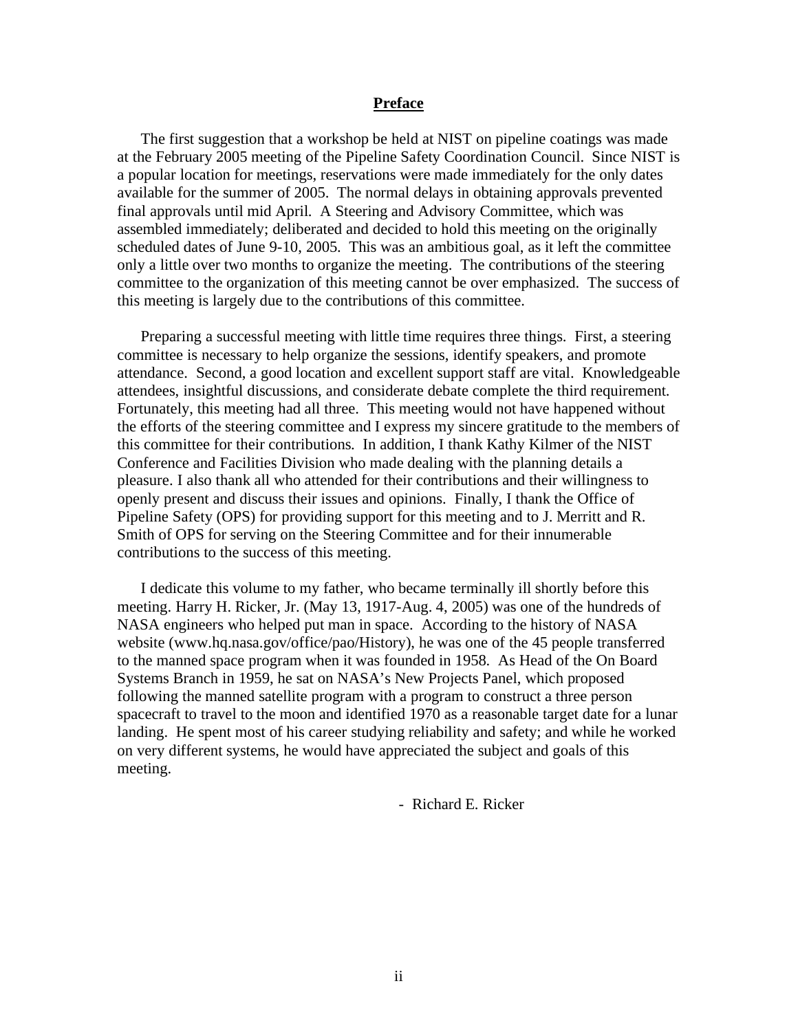## Preface

The first suggestion that a workshop be held at NIST on pipeline coatings was made at the February 2005 meeting of the Pipeline Safety Coordination Council. Since NIST is a popular location for meetings, reservations were made immediately for the only dates available for the summer of 2005. The normal delays in obtaining approvals prevented final approvals until mid April. A Steering and Advisory Committee, which was assembled immediately; deliberated and decided to hold this meeting on the originally scheduled dates of June 9-10, 2005. This was an ambitious goal, as it left the committee only a little over two months to organize the meeting. The contributions of the steering committee to the organization of this meeting cannot be over emphasized. The success of this meeting is largely due to the contributions of this committee.

Preparing a successful meeting with little time requires three things. First, a steering committee is necessary to help organize the sessions, identify speakers, and promote attendance. Second, a good location and excellent support staff are vital. Knowledgeable attendees, insightful discussions, and considerate debate complete the third requirement. Fortunately, this meeting had all three. This meeting would not have happened without the efforts of the steering committee and I express my sincere gratitude to the members of this committee for their contributions. In addition, I thank Kathy Kilmer of the NIST Conference and Facilities Division who made dealing with the planning details a pleasure. I also thank all who attended for their contributions and their willingness to openly present and discuss their issues and opinions. Finally, I thank the Office of Pipeline Safety (OPS) for providing support for this meeting and to J. Merritt and R. Smith of OPS for serving on the Steering Committee and for their innumerable contributions to the success of this meeting.

I dedicate this volume to my father, who became terminally ill shortly before this meeting. Harry H. Ricker, Jr. (May 13, 1917-Aug. 4, 2005) was one of the hundreds of NASA engineers who helped put man in space. According to the history of NASA website (www.hq.nasa.gov/office/pao/History), he was one of the 45 people transferred to the manned space program when it was founded in 1958. As Head of the On Board Systems Branch in 1959, he sat on NASA's New Projects Panel, which proposed following the manned satellite program with a program to construct a three person spacecraft to travel to the moon and identified 1970 as a reasonable target date for a lunar landing. He spent most of his career studying reliability and safety; and while he worked on very different systems, he would have appreciated the subject and goals of this meeting.

\- Richard E. Ricker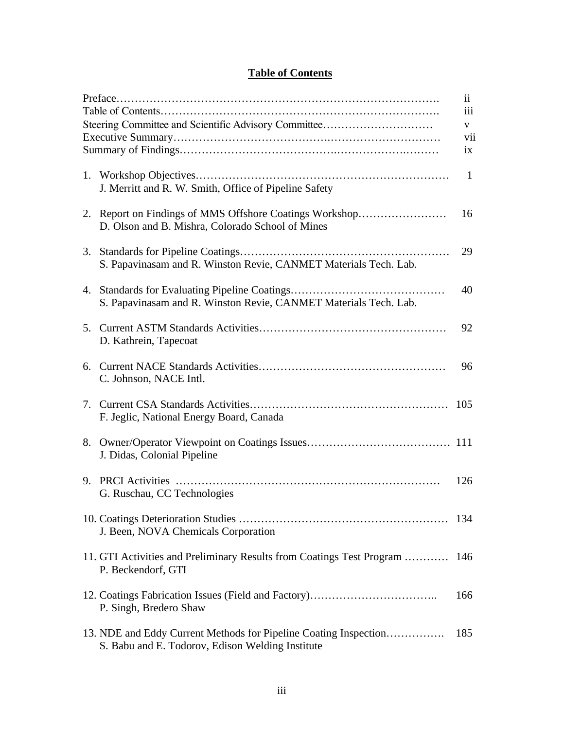# Table of Contents

| | |
|---|---|
| Preface | ii |
| Table of Contents | iii |
| Steering Committee and Scientific Advisory Committee | v |
| Executive Summary | vii |
| Summary of Findings | ix |
| 1. Workshop Objectives<br>J. Merritt and R. W. Smith, Office of Pipeline Safety | 1 |
| 2. Report on Findings of MMS Offshore Coatings Workshop<br>D. Olson and B. Mishra, Colorado School of Mines | 16 |
| 3. Standards for Pipeline Coatings<br>S. Papavinasam and R. Winston Revie, CANMET Materials Tech. Lab. | 29 |
| 4. Standards for Evaluating Pipeline Coatings<br>S. Papavinasam and R. Winston Revie, CANMET Materials Tech. Lab. | 40 |
| 5. Current ASTM Standards Activities<br>D. Kathrein, Tapecoat | 92 |
| 6. Current NACE Standards Activities<br>C. Johnson, NACE Intl. | 96 |
| 7. Current CSA Standards Activities<br>F. Jeglic, National Energy Board, Canada | 105 |
| 8. Owner/Operator Viewpoint on Coatings Issues<br>J. Didas, Colonial Pipeline | 111 |
| 9. PRCI Activities<br>G. Ruschau, CC Technologies | 126 |
| 10. Coatings Deterioration Studies<br>J. Been, NOVA Chemicals Corporation | 134 |
| 11. GTI Activities and Preliminary Results from Coatings Test Program<br>P. Beckendorf, GTI | 146 |
| 12. Coatings Fabrication Issues (Field and Factory)<br>P. Singh, Bredero Shaw | 166 |
| 13. NDE and Eddy Current Methods for Pipeline Coating Inspection<br>S. Babu and E. Todorov, Edison Welding Institute | 185 |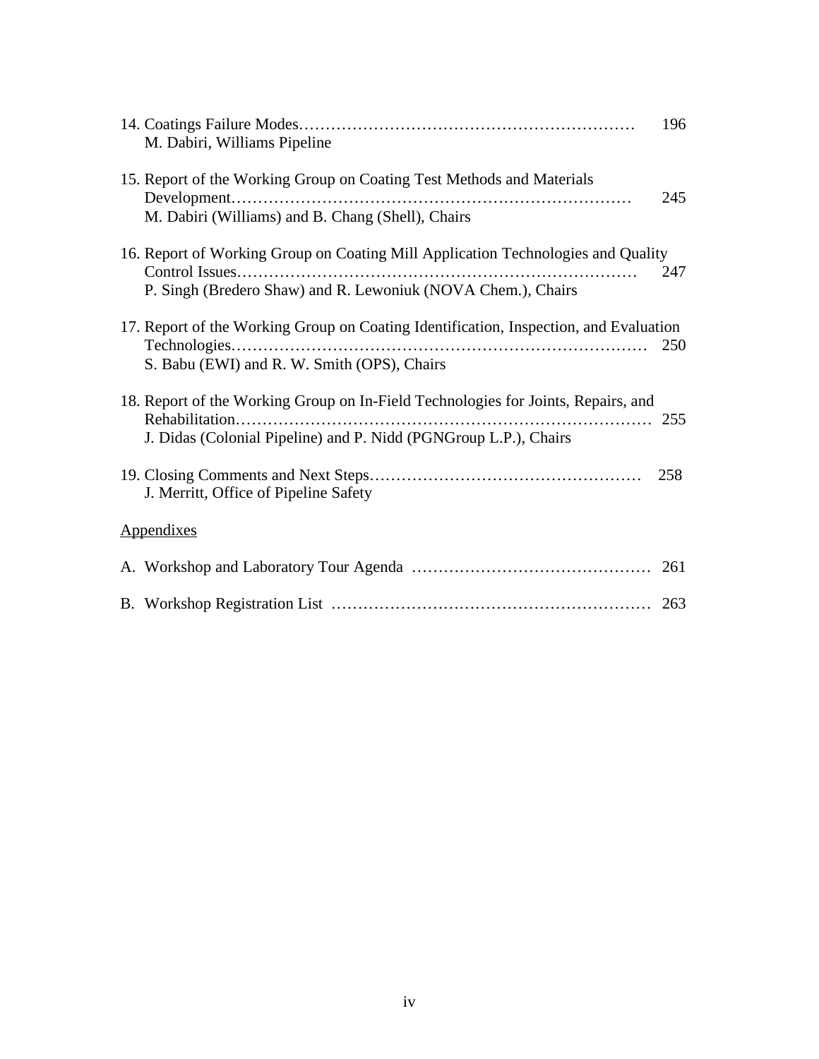14. Coatings Failure Modes……………………………………………………… 196
    M. Dabiri, Williams Pipeline

15. Report of the Working Group on Coating Test Methods and Materials Development………………………………………………………………… 245
    M. Dabiri (Williams) and B. Chang (Shell), Chairs

16. Report of Working Group on Coating Mill Application Technologies and Quality Control Issues………………………………………………………………… 247
    P. Singh (Bredero Shaw) and R. Lewoniuk (NOVA Chem.), Chairs

17. Report of the Working Group on Coating Identification, Inspection, and Evaluation Technologies…………………………………………………………………… 250
    S. Babu (EWI) and R. W. Smith (OPS), Chairs

18. Report of the Working Group on In-Field Technologies for Joints, Repairs, and Rehabilitation…………………………………………………………………… 255
    J. Didas (Colonial Pipeline) and P. Nidd (PGNGroup L.P.), Chairs

19. Closing Comments and Next Steps…………………………………………… 258
    J. Merritt, Office of Pipeline Safety

Appendixes

A. Workshop and Laboratory Tour Agenda ……………………………………… 261

B. Workshop Registration List …………………………………………………… 263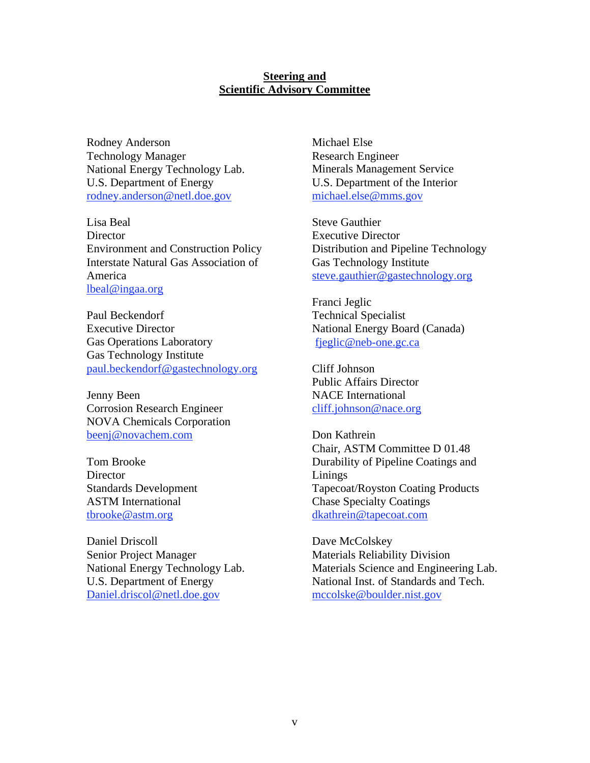## Steering and Scientific Advisory Committee

Rodney Anderson
Technology Manager
National Energy Technology Lab.
U.S. Department of Energy
rodney.anderson@netl.doe.gov

Lisa Beal
Director
Environment and Construction Policy
Interstate Natural Gas Association of America
lbeal@ingaa.org

Paul Beckendorf
Executive Director
Gas Operations Laboratory
Gas Technology Institute
paul.beckendorf@gastechnology.org

Jenny Been
Corrosion Research Engineer
NOVA Chemicals Corporation
beenj@novachem.com

Tom Brooke
Director
Standards Development
ASTM International
tbrooke@astm.org

Daniel Driscoll
Senior Project Manager
National Energy Technology Lab.
U.S. Department of Energy
Daniel.driscol@netl.doe.gov

Michael Else
Research Engineer
Minerals Management Service
U.S. Department of the Interior
michael.else@mms.gov

Steve Gauthier
Executive Director
Distribution and Pipeline Technology
Gas Technology Institute
steve.gauthier@gastechnology.org

Franci Jeglic
Technical Specialist
National Energy Board (Canada)
fjeglic@neb-one.gc.ca

Cliff Johnson
Public Affairs Director
NACE International
cliff.johnson@nace.org

Don Kathrein
Chair, ASTM Committee D 01.48
Durability of Pipeline Coatings and Linings
Tapecoat/Royston Coating Products
Chase Specialty Coatings
dkathrein@tapecoat.com

Dave McColskey
Materials Reliability Division
Materials Science and Engineering Lab.
National Inst. of Standards and Tech.
mccolske@boulder.nist.gov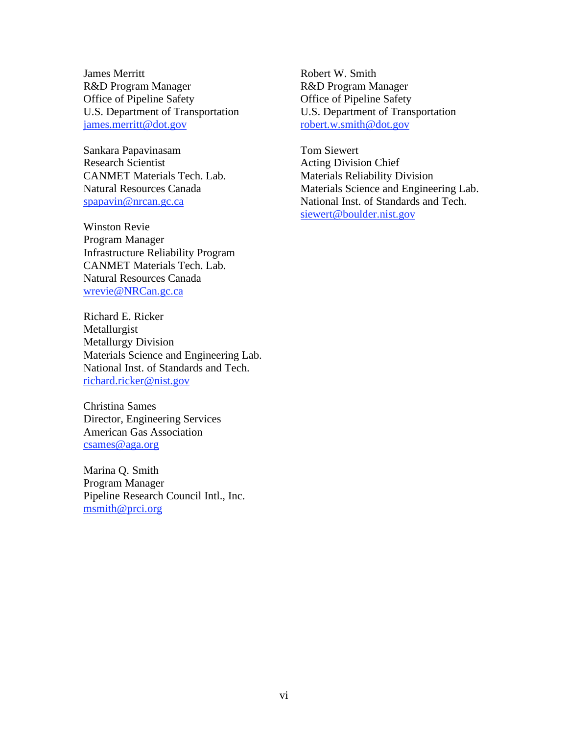James Merritt
R&D Program Manager
Office of Pipeline Safety
U.S. Department of Transportation
james.merritt@dot.gov

Sankara Papavinasam
Research Scientist
CANMET Materials Tech. Lab.
Natural Resources Canada
spapavin@nrcan.gc.ca

Winston Revie
Program Manager
Infrastructure Reliability Program
CANMET Materials Tech. Lab.
Natural Resources Canada
wrevie@NRCan.gc.ca

Richard E. Ricker
Metallurgist
Metallurgy Division
Materials Science and Engineering Lab.
National Inst. of Standards and Tech.
richard.ricker@nist.gov

Christina Sames
Director, Engineering Services
American Gas Association
csames@aga.org

Marina Q. Smith
Program Manager
Pipeline Research Council Intl., Inc.
msmith@prci.org

Robert W. Smith
R&D Program Manager
Office of Pipeline Safety
U.S. Department of Transportation
robert.w.smith@dot.gov

Tom Siewert
Acting Division Chief
Materials Reliability Division
Materials Science and Engineering Lab.
National Inst. of Standards and Tech.
siewert@boulder.nist.gov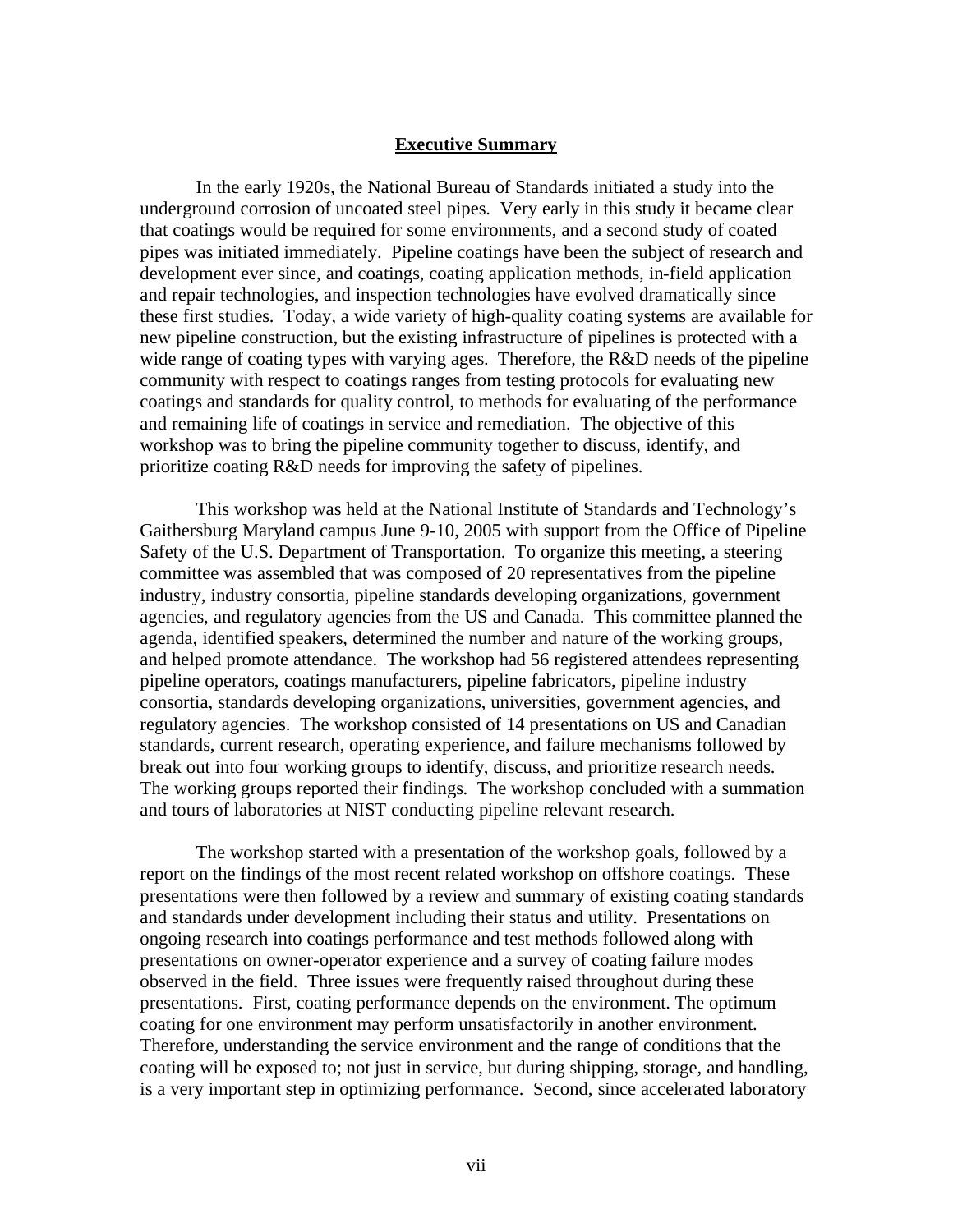## Executive Summary

In the early 1920s, the National Bureau of Standards initiated a study into the underground corrosion of uncoated steel pipes. Very early in this study it became clear that coatings would be required for some environments, and a second study of coated pipes was initiated immediately. Pipeline coatings have been the subject of research and development ever since, and coatings, coating application methods, in-field application and repair technologies, and inspection technologies have evolved dramatically since these first studies. Today, a wide variety of high-quality coating systems are available for new pipeline construction, but the existing infrastructure of pipelines is protected with a wide range of coating types with varying ages. Therefore, the R&D needs of the pipeline community with respect to coatings ranges from testing protocols for evaluating new coatings and standards for quality control, to methods for evaluating of the performance and remaining life of coatings in service and remediation. The objective of this workshop was to bring the pipeline community together to discuss, identify, and prioritize coating R&D needs for improving the safety of pipelines.

This workshop was held at the National Institute of Standards and Technology's Gaithersburg Maryland campus June 9-10, 2005 with support from the Office of Pipeline Safety of the U.S. Department of Transportation. To organize this meeting, a steering committee was assembled that was composed of 20 representatives from the pipeline industry, industry consortia, pipeline standards developing organizations, government agencies, and regulatory agencies from the US and Canada. This committee planned the agenda, identified speakers, determined the number and nature of the working groups, and helped promote attendance. The workshop had 56 registered attendees representing pipeline operators, coatings manufacturers, pipeline fabricators, pipeline industry consortia, standards developing organizations, universities, government agencies, and regulatory agencies. The workshop consisted of 14 presentations on US and Canadian standards, current research, operating experience, and failure mechanisms followed by break out into four working groups to identify, discuss, and prioritize research needs. The working groups reported their findings. The workshop concluded with a summation and tours of laboratories at NIST conducting pipeline relevant research.

The workshop started with a presentation of the workshop goals, followed by a report on the findings of the most recent related workshop on offshore coatings. These presentations were then followed by a review and summary of existing coating standards and standards under development including their status and utility. Presentations on ongoing research into coatings performance and test methods followed along with presentations on owner-operator experience and a survey of coating failure modes observed in the field. Three issues were frequently raised throughout during these presentations. First, coating performance depends on the environment. The optimum coating for one environment may perform unsatisfactorily in another environment. Therefore, understanding the service environment and the range of conditions that the coating will be exposed to; not just in service, but during shipping, storage, and handling, is a very important step in optimizing performance. Second, since accelerated laboratory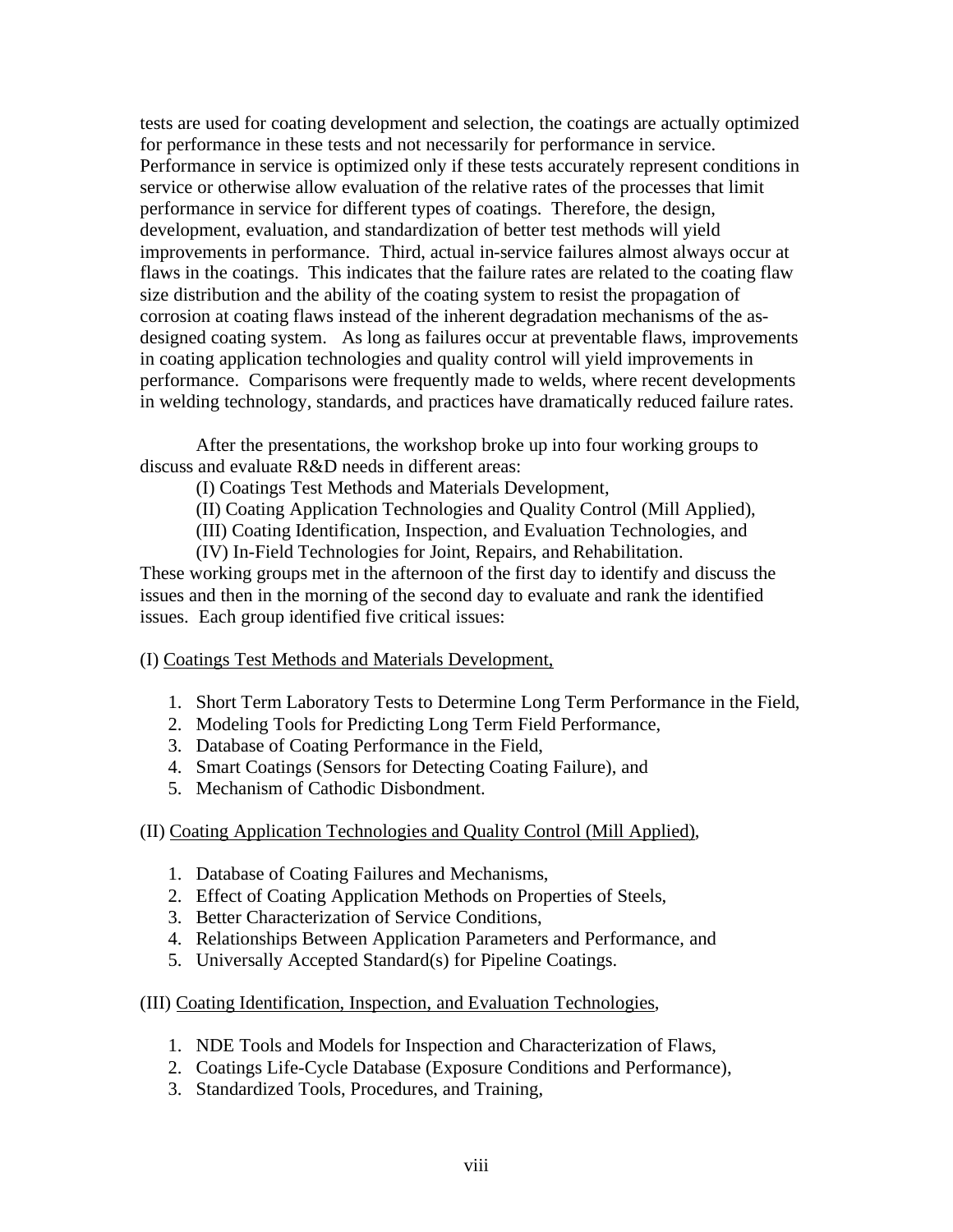tests are used for coating development and selection, the coatings are actually optimized for performance in these tests and not necessarily for performance in service. Performance in service is optimized only if these tests accurately represent conditions in service or otherwise allow evaluation of the relative rates of the processes that limit performance in service for different types of coatings. Therefore, the design, development, evaluation, and standardization of better test methods will yield improvements in performance. Third, actual in-service failures almost always occur at flaws in the coatings. This indicates that the failure rates are related to the coating flaw size distribution and the ability of the coating system to resist the propagation of corrosion at coating flaws instead of the inherent degradation mechanisms of the as-designed coating system. As long as failures occur at preventable flaws, improvements in coating application technologies and quality control will yield improvements in performance. Comparisons were frequently made to welds, where recent developments in welding technology, standards, and practices have dramatically reduced failure rates.

After the presentations, the workshop broke up into four working groups to discuss and evaluate R&D needs in different areas:

(I) Coatings Test Methods and Materials Development,
(II) Coating Application Technologies and Quality Control (Mill Applied),
(III) Coating Identification, Inspection, and Evaluation Technologies, and
(IV) In-Field Technologies for Joint, Repairs, and Rehabilitation.

These working groups met in the afternoon of the first day to identify and discuss the issues and then in the morning of the second day to evaluate and rank the identified issues. Each group identified five critical issues:

(I) <u>Coatings Test Methods and Materials Development,</u>

1. Short Term Laboratory Tests to Determine Long Term Performance in the Field,
2. Modeling Tools for Predicting Long Term Field Performance,
3. Database of Coating Performance in the Field,
4. Smart Coatings (Sensors for Detecting Coating Failure), and
5. Mechanism of Cathodic Disbondment.

(II) <u>Coating Application Technologies and Quality Control (Mill Applied)</u>,

1. Database of Coating Failures and Mechanisms,
2. Effect of Coating Application Methods on Properties of Steels,
3. Better Characterization of Service Conditions,
4. Relationships Between Application Parameters and Performance, and
5. Universally Accepted Standard(s) for Pipeline Coatings.

(III) <u>Coating Identification, Inspection, and Evaluation Technologies</u>,

1. NDE Tools and Models for Inspection and Characterization of Flaws,
2. Coatings Life-Cycle Database (Exposure Conditions and Performance),
3. Standardized Tools, Procedures, and Training,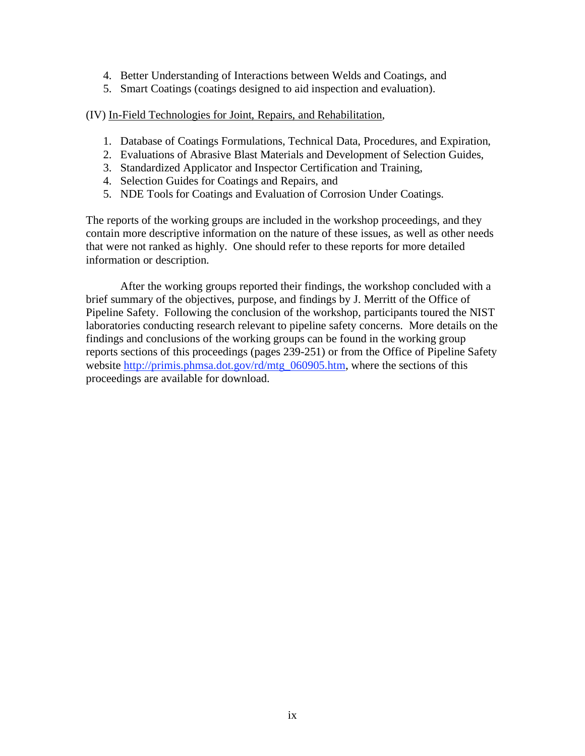4. Better Understanding of Interactions between Welds and Coatings, and
5. Smart Coatings (coatings designed to aid inspection and evaluation).

(IV) In-Field Technologies for Joint, Repairs, and Rehabilitation,

1. Database of Coatings Formulations, Technical Data, Procedures, and Expiration,
2. Evaluations of Abrasive Blast Materials and Development of Selection Guides,
3. Standardized Applicator and Inspector Certification and Training,
4. Selection Guides for Coatings and Repairs, and
5. NDE Tools for Coatings and Evaluation of Corrosion Under Coatings.

The reports of the working groups are included in the workshop proceedings, and they contain more descriptive information on the nature of these issues, as well as other needs that were not ranked as highly. One should refer to these reports for more detailed information or description.

After the working groups reported their findings, the workshop concluded with a brief summary of the objectives, purpose, and findings by J. Merritt of the Office of Pipeline Safety. Following the conclusion of the workshop, participants toured the NIST laboratories conducting research relevant to pipeline safety concerns. More details on the findings and conclusions of the working groups can be found in the working group reports sections of this proceedings (pages 239-251) or from the Office of Pipeline Safety website [http://primis.phmsa.dot.gov/rd/mtg_060905.htm](http://primis.phmsa.dot.gov/rd/mtg_060905.htm), where the sections of this proceedings are available for download.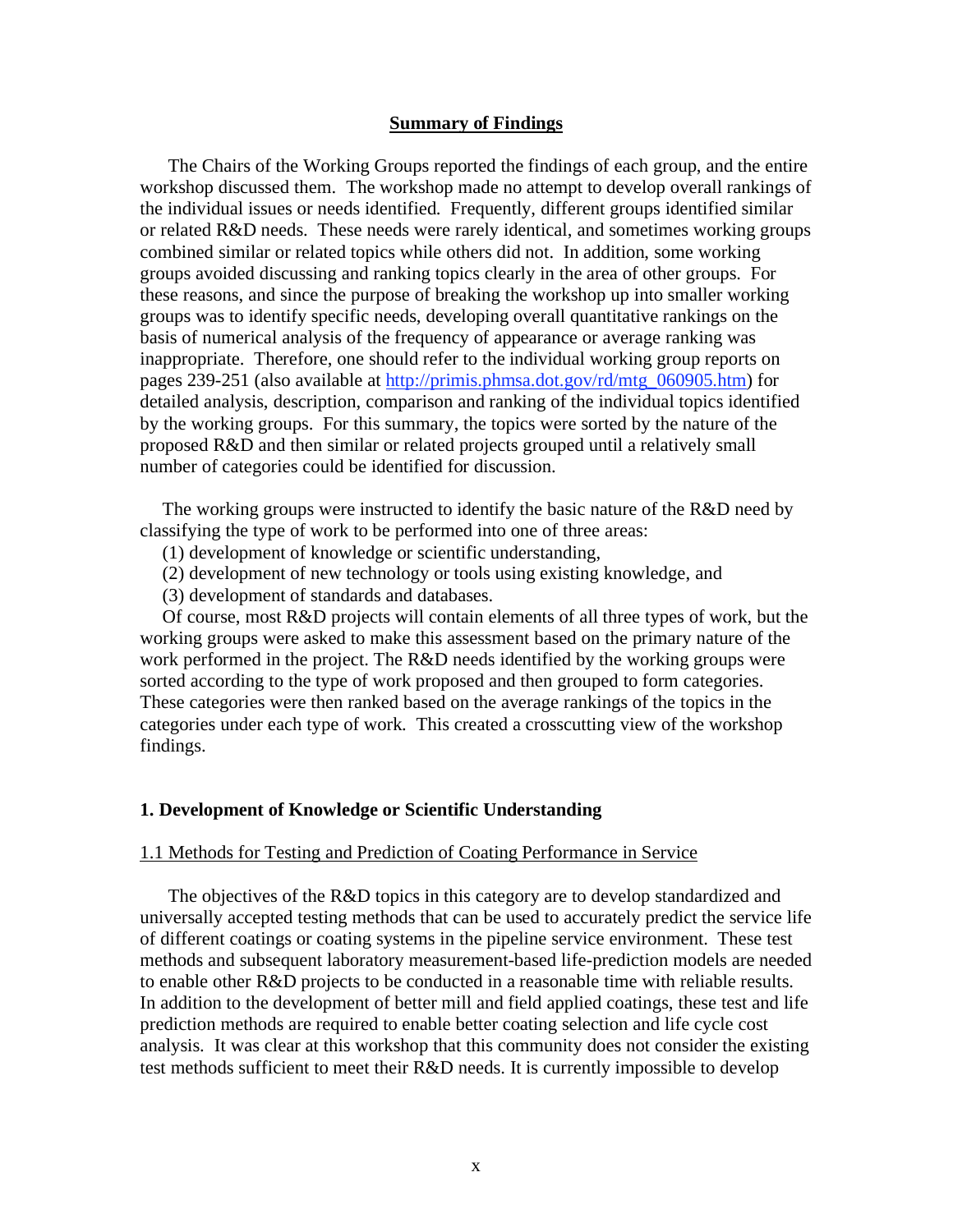## Summary of Findings

The Chairs of the Working Groups reported the findings of each group, and the entire workshop discussed them. The workshop made no attempt to develop overall rankings of the individual issues or needs identified. Frequently, different groups identified similar or related R&D needs. These needs were rarely identical, and sometimes working groups combined similar or related topics while others did not. In addition, some working groups avoided discussing and ranking topics clearly in the area of other groups. For these reasons, and since the purpose of breaking the workshop up into smaller working groups was to identify specific needs, developing overall quantitative rankings on the basis of numerical analysis of the frequency of appearance or average ranking was inappropriate. Therefore, one should refer to the individual working group reports on pages 239-251 (also available at [http://primis.phmsa.dot.gov/rd/mtg_060905.htm](http://primis.phmsa.dot.gov/rd/mtg_060905.htm)) for detailed analysis, description, comparison and ranking of the individual topics identified by the working groups. For this summary, the topics were sorted by the nature of the proposed R&D and then similar or related projects grouped until a relatively small number of categories could be identified for discussion.

The working groups were instructed to identify the basic nature of the R&D need by classifying the type of work to be performed into one of three areas:

(1) development of knowledge or scientific understanding,
(2) development of new technology or tools using existing knowledge, and
(3) development of standards and databases.

Of course, most R&D projects will contain elements of all three types of work, but the working groups were asked to make this assessment based on the primary nature of the work performed in the project. The R&D needs identified by the working groups were sorted according to the type of work proposed and then grouped to form categories. These categories were then ranked based on the average rankings of the topics in the categories under each type of work. This created a crosscutting view of the workshop findings.

### 1. Development of Knowledge or Scientific Understanding

#### 1.1 Methods for Testing and Prediction of Coating Performance in Service

The objectives of the R&D topics in this category are to develop standardized and universally accepted testing methods that can be used to accurately predict the service life of different coatings or coating systems in the pipeline service environment. These test methods and subsequent laboratory measurement-based life-prediction models are needed to enable other R&D projects to be conducted in a reasonable time with reliable results. In addition to the development of better mill and field applied coatings, these test and life prediction methods are required to enable better coating selection and life cycle cost analysis. It was clear at this workshop that this community does not consider the existing test methods sufficient to meet their R&D needs. It is currently impossible to develop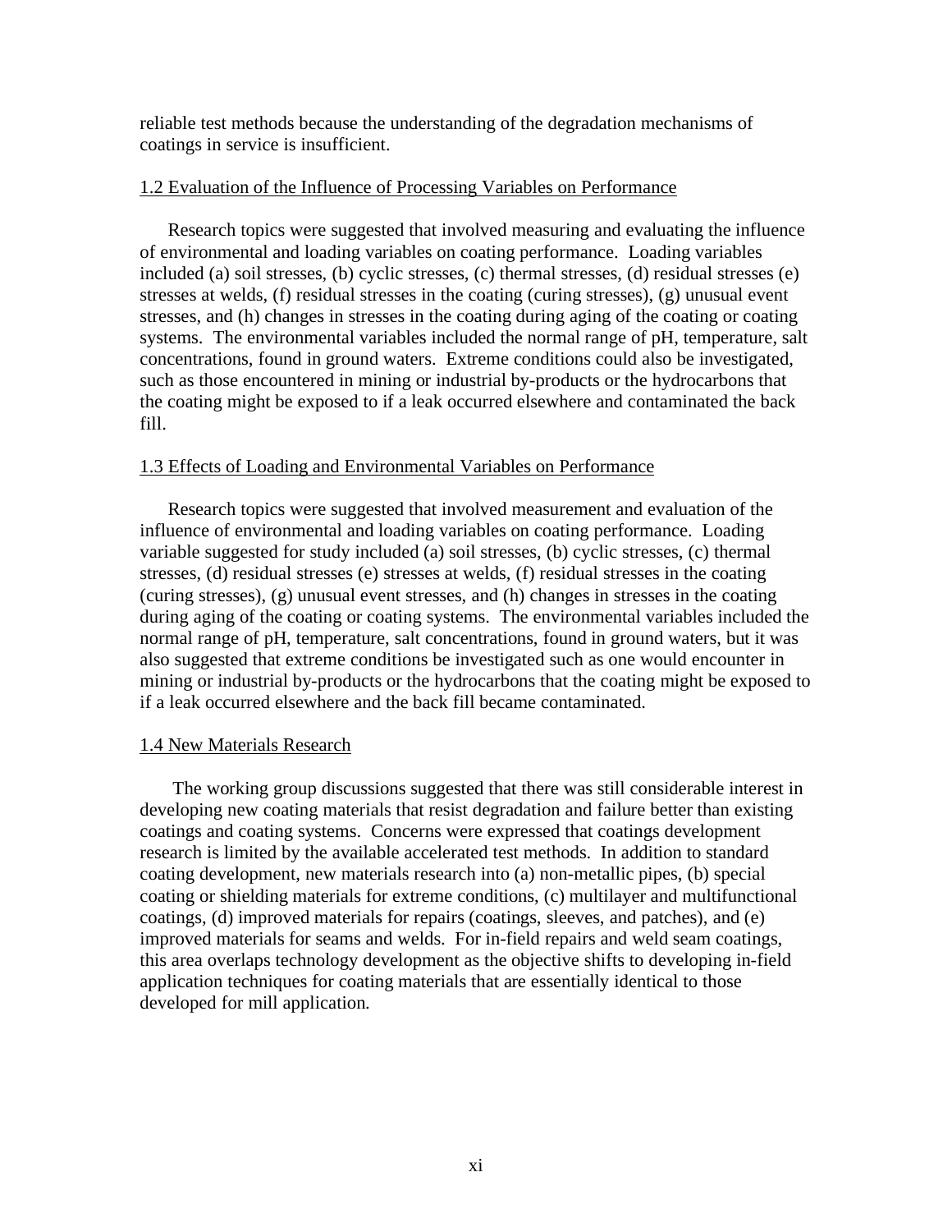reliable test methods because the understanding of the degradation mechanisms of coatings in service is insufficient.

## 1.2 Evaluation of the Influence of Processing Variables on Performance

Research topics were suggested that involved measuring and evaluating the influence of environmental and loading variables on coating performance. Loading variables included (a) soil stresses, (b) cyclic stresses, (c) thermal stresses, (d) residual stresses (e) stresses at welds, (f) residual stresses in the coating (curing stresses), (g) unusual event stresses, and (h) changes in stresses in the coating during aging of the coating or coating systems. The environmental variables included the normal range of pH, temperature, salt concentrations, found in ground waters. Extreme conditions could also be investigated, such as those encountered in mining or industrial by-products or the hydrocarbons that the coating might be exposed to if a leak occurred elsewhere and contaminated the back fill.

## 1.3 Effects of Loading and Environmental Variables on Performance

Research topics were suggested that involved measurement and evaluation of the influence of environmental and loading variables on coating performance. Loading variable suggested for study included (a) soil stresses, (b) cyclic stresses, (c) thermal stresses, (d) residual stresses (e) stresses at welds, (f) residual stresses in the coating (curing stresses), (g) unusual event stresses, and (h) changes in stresses in the coating during aging of the coating or coating systems. The environmental variables included the normal range of pH, temperature, salt concentrations, found in ground waters, but it was also suggested that extreme conditions be investigated such as one would encounter in mining or industrial by-products or the hydrocarbons that the coating might be exposed to if a leak occurred elsewhere and the back fill became contaminated.

## 1.4 New Materials Research

The working group discussions suggested that there was still considerable interest in developing new coating materials that resist degradation and failure better than existing coatings and coating systems. Concerns were expressed that coatings development research is limited by the available accelerated test methods. In addition to standard coating development, new materials research into (a) non-metallic pipes, (b) special coating or shielding materials for extreme conditions, (c) multilayer and multifunctional coatings, (d) improved materials for repairs (coatings, sleeves, and patches), and (e) improved materials for seams and welds. For in-field repairs and weld seam coatings, this area overlaps technology development as the objective shifts to developing in-field application techniques for coating materials that are essentially identical to those developed for mill application.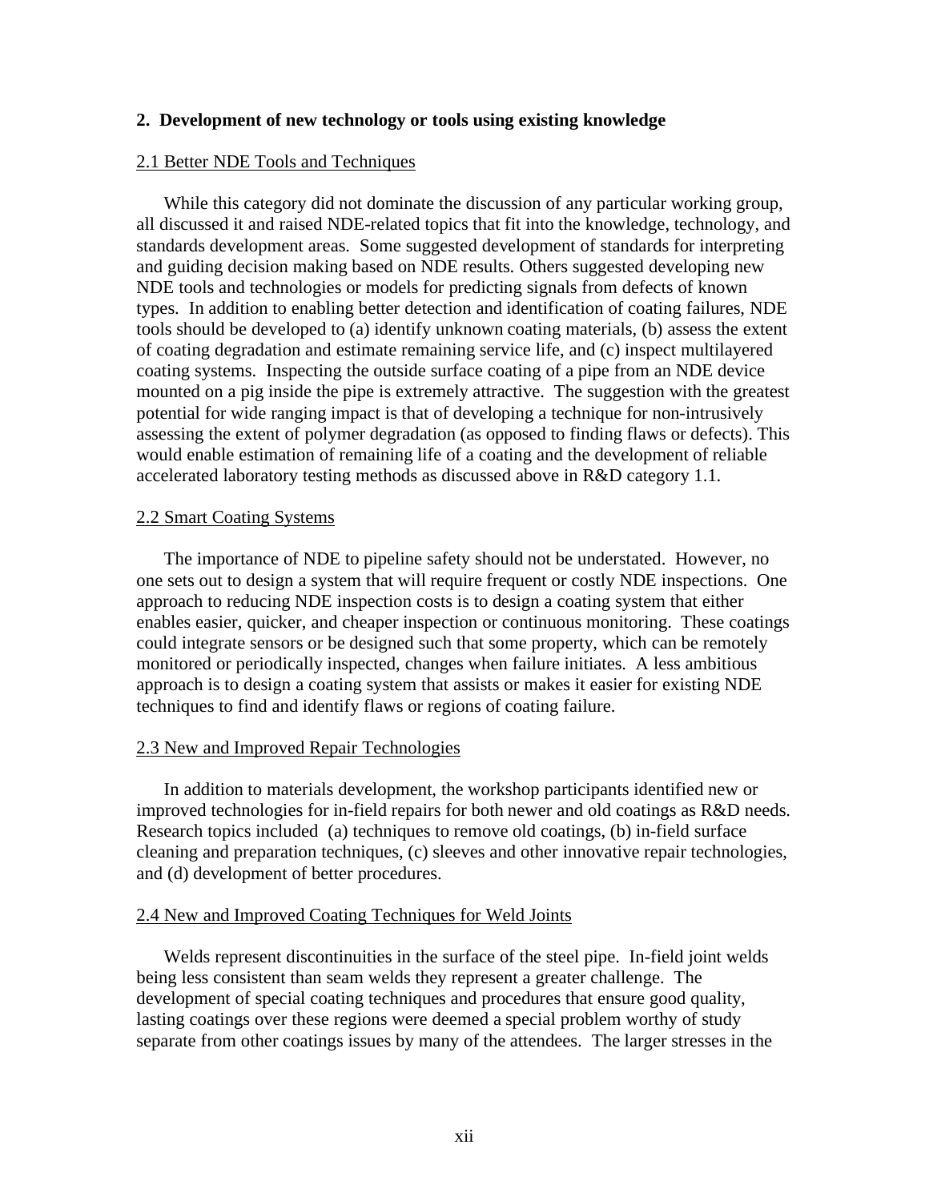## 2. Development of new technology or tools using existing knowledge

### 2.1 Better NDE Tools and Techniques

While this category did not dominate the discussion of any particular working group, all discussed it and raised NDE-related topics that fit into the knowledge, technology, and standards development areas. Some suggested development of standards for interpreting and guiding decision making based on NDE results. Others suggested developing new NDE tools and technologies or models for predicting signals from defects of known types. In addition to enabling better detection and identification of coating failures, NDE tools should be developed to (a) identify unknown coating materials, (b) assess the extent of coating degradation and estimate remaining service life, and (c) inspect multilayered coating systems. Inspecting the outside surface coating of a pipe from an NDE device mounted on a pig inside the pipe is extremely attractive. The suggestion with the greatest potential for wide ranging impact is that of developing a technique for non-intrusively assessing the extent of polymer degradation (as opposed to finding flaws or defects). This would enable estimation of remaining life of a coating and the development of reliable accelerated laboratory testing methods as discussed above in R&D category 1.1.

### 2.2 Smart Coating Systems

The importance of NDE to pipeline safety should not be understated. However, no one sets out to design a system that will require frequent or costly NDE inspections. One approach to reducing NDE inspection costs is to design a coating system that either enables easier, quicker, and cheaper inspection or continuous monitoring. These coatings could integrate sensors or be designed such that some property, which can be remotely monitored or periodically inspected, changes when failure initiates. A less ambitious approach is to design a coating system that assists or makes it easier for existing NDE techniques to find and identify flaws or regions of coating failure.

### 2.3 New and Improved Repair Technologies

In addition to materials development, the workshop participants identified new or improved technologies for in-field repairs for both newer and old coatings as R&D needs. Research topics included (a) techniques to remove old coatings, (b) in-field surface cleaning and preparation techniques, (c) sleeves and other innovative repair technologies, and (d) development of better procedures.

### 2.4 New and Improved Coating Techniques for Weld Joints

Welds represent discontinuities in the surface of the steel pipe. In-field joint welds being less consistent than seam welds they represent a greater challenge. The development of special coating techniques and procedures that ensure good quality, lasting coatings over these regions were deemed a special problem worthy of study separate from other coatings issues by many of the attendees. The larger stresses in the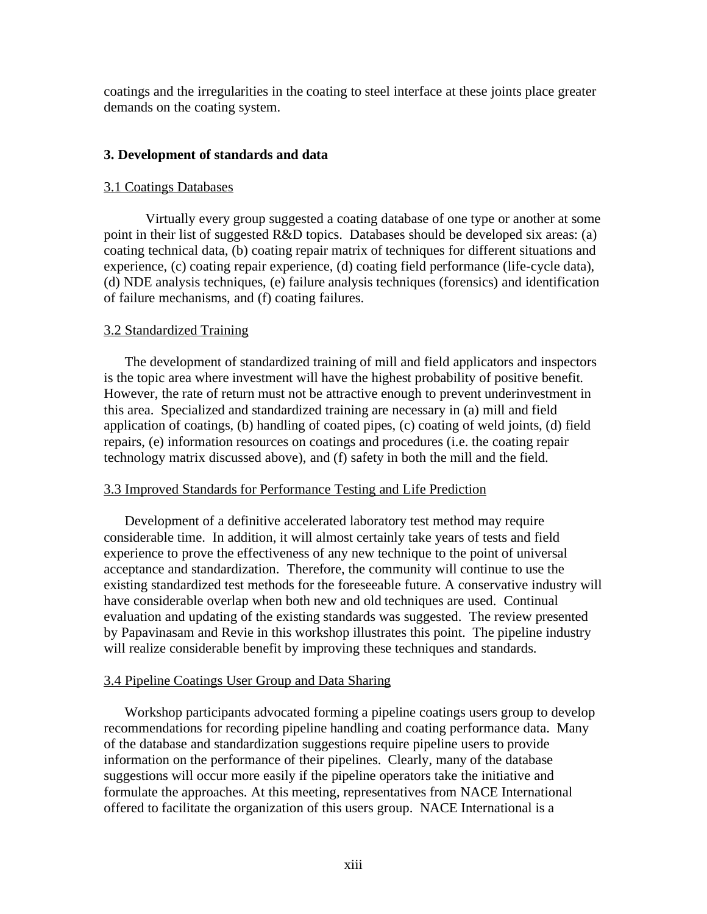coatings and the irregularities in the coating to steel interface at these joints place greater demands on the coating system.

## 3. Development of standards and data

### 3.1 Coatings Databases

Virtually every group suggested a coating database of one type or another at some point in their list of suggested R&D topics. Databases should be developed six areas: (a) coating technical data, (b) coating repair matrix of techniques for different situations and experience, (c) coating repair experience, (d) coating field performance (life-cycle data), (d) NDE analysis techniques, (e) failure analysis techniques (forensics) and identification of failure mechanisms, and (f) coating failures.

### 3.2 Standardized Training

The development of standardized training of mill and field applicators and inspectors is the topic area where investment will have the highest probability of positive benefit. However, the rate of return must not be attractive enough to prevent underinvestment in this area. Specialized and standardized training are necessary in (a) mill and field application of coatings, (b) handling of coated pipes, (c) coating of weld joints, (d) field repairs, (e) information resources on coatings and procedures (i.e. the coating repair technology matrix discussed above), and (f) safety in both the mill and the field.

### 3.3 Improved Standards for Performance Testing and Life Prediction

Development of a definitive accelerated laboratory test method may require considerable time. In addition, it will almost certainly take years of tests and field experience to prove the effectiveness of any new technique to the point of universal acceptance and standardization. Therefore, the community will continue to use the existing standardized test methods for the foreseeable future. A conservative industry will have considerable overlap when both new and old techniques are used. Continual evaluation and updating of the existing standards was suggested. The review presented by Papavinasam and Revie in this workshop illustrates this point. The pipeline industry will realize considerable benefit by improving these techniques and standards.

### 3.4 Pipeline Coatings User Group and Data Sharing

Workshop participants advocated forming a pipeline coatings users group to develop recommendations for recording pipeline handling and coating performance data. Many of the database and standardization suggestions require pipeline users to provide information on the performance of their pipelines. Clearly, many of the database suggestions will occur more easily if the pipeline operators take the initiative and formulate the approaches. At this meeting, representatives from NACE International offered to facilitate the organization of this users group. NACE International is a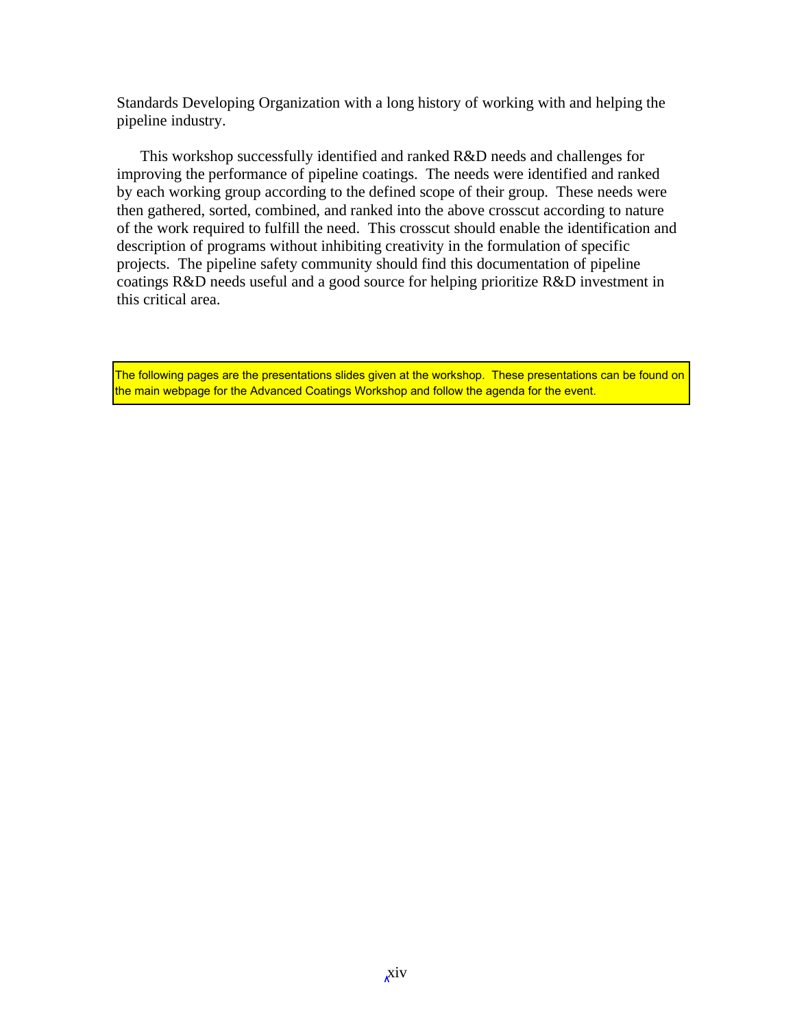Standards Developing Organization with a long history of working with and helping the pipeline industry.

This workshop successfully identified and ranked R&D needs and challenges for improving the performance of pipeline coatings. The needs were identified and ranked by each working group according to the defined scope of their group. These needs were then gathered, sorted, combined, and ranked into the above crosscut according to nature of the work required to fulfill the need. This crosscut should enable the identification and description of programs without inhibiting creativity in the formulation of specific projects. The pipeline safety community should find this documentation of pipeline coatings R&D needs useful and a good source for helping prioritize R&D investment in this critical area.

The following pages are the presentations slides given at the workshop. These presentations can be found on the main webpage for the Advanced Coatings Workshop and follow the agenda for the event.